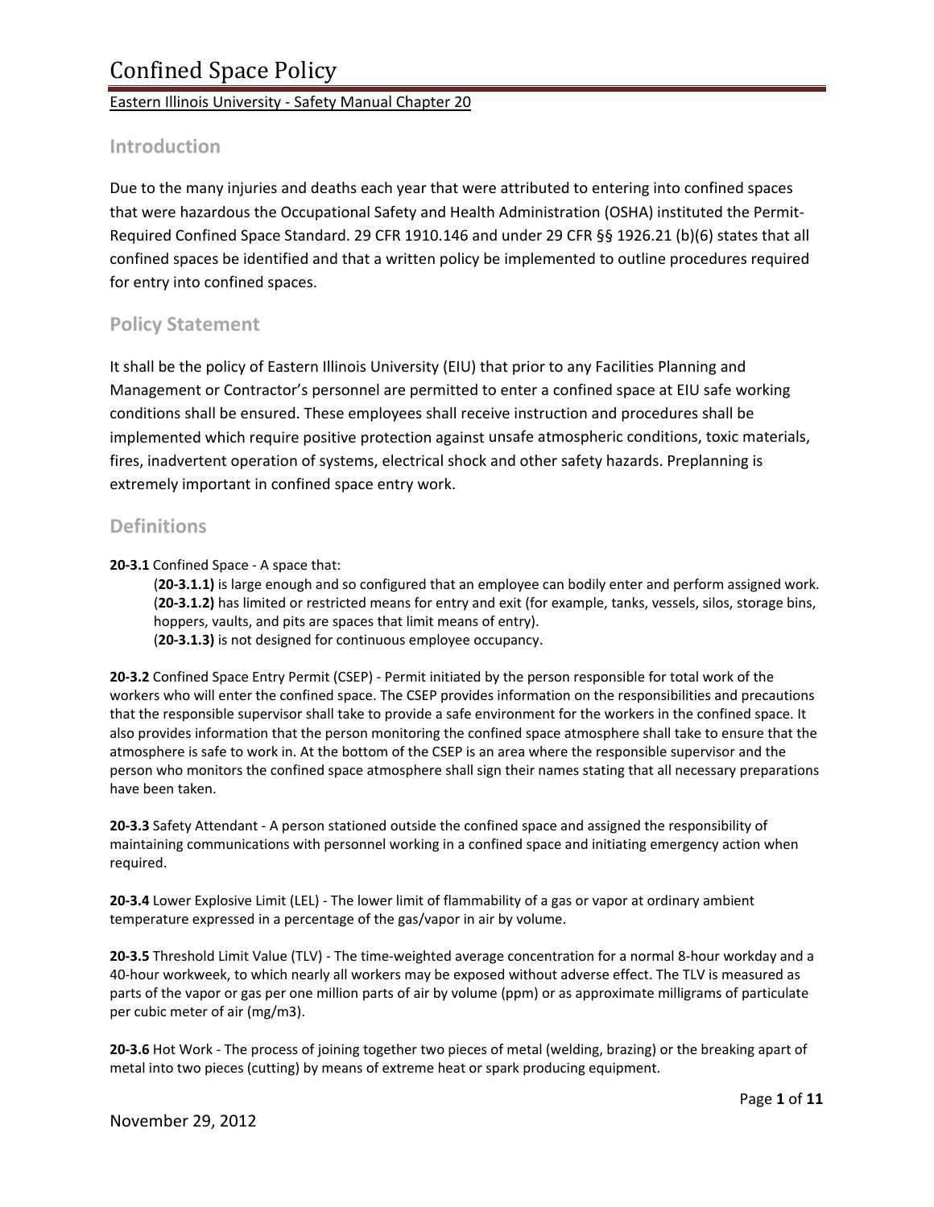# Confined Space Policy

Eastern Illinois University - Safety Manual Chapter 20

## Introduction

Due to the many injuries and deaths each year that were attributed to entering into confined spaces that were hazardous the Occupational Safety and Health Administration (OSHA) instituted the Permit-Required Confined Space Standard. 29 CFR 1910.146 and under 29 CFR §§ 1926.21 (b)(6) states that all confined spaces be identified and that a written policy be implemented to outline procedures required for entry into confined spaces.

## Policy Statement

It shall be the policy of Eastern Illinois University (EIU) that prior to any Facilities Planning and Management or Contractor's personnel are permitted to enter a confined space at EIU safe working conditions shall be ensured. These employees shall receive instruction and procedures shall be implemented which require positive protection against unsafe atmospheric conditions, toxic materials, fires, inadvertent operation of systems, electrical shock and other safety hazards. Preplanning is extremely important in confined space entry work.

## Definitions

**20-3.1** Confined Space - A space that:

(**20-3.1.1)** is large enough and so configured that an employee can bodily enter and perform assigned work.
(**20-3.1.2)** has limited or restricted means for entry and exit (for example, tanks, vessels, silos, storage bins, hoppers, vaults, and pits are spaces that limit means of entry).
(**20-3.1.3)** is not designed for continuous employee occupancy.

**20-3.2** Confined Space Entry Permit (CSEP) - Permit initiated by the person responsible for total work of the workers who will enter the confined space. The CSEP provides information on the responsibilities and precautions that the responsible supervisor shall take to provide a safe environment for the workers in the confined space. It also provides information that the person monitoring the confined space atmosphere shall take to ensure that the atmosphere is safe to work in. At the bottom of the CSEP is an area where the responsible supervisor and the person who monitors the confined space atmosphere shall sign their names stating that all necessary preparations have been taken.

**20-3.3** Safety Attendant - A person stationed outside the confined space and assigned the responsibility of maintaining communications with personnel working in a confined space and initiating emergency action when required.

**20-3.4** Lower Explosive Limit (LEL) - The lower limit of flammability of a gas or vapor at ordinary ambient temperature expressed in a percentage of the gas/vapor in air by volume.

**20-3.5** Threshold Limit Value (TLV) - The time-weighted average concentration for a normal 8-hour workday and a 40-hour workweek, to which nearly all workers may be exposed without adverse effect. The TLV is measured as parts of the vapor or gas per one million parts of air by volume (ppm) or as approximate milligrams of particulate per cubic meter of air (mg/m3).

**20-3.6** Hot Work - The process of joining together two pieces of metal (welding, brazing) or the breaking apart of metal into two pieces (cutting) by means of extreme heat or spark producing equipment.

November 29, 2012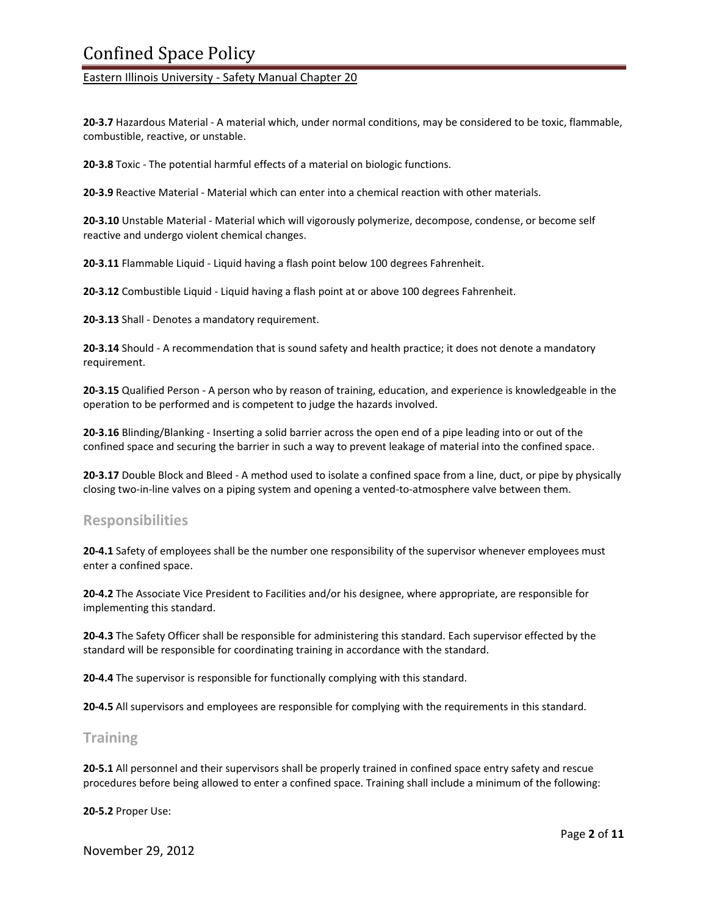**20-3.7** Hazardous Material - A material which, under normal conditions, may be considered to be toxic, flammable, combustible, reactive, or unstable.

**20-3.8** Toxic - The potential harmful effects of a material on biologic functions.

**20-3.9** Reactive Material - Material which can enter into a chemical reaction with other materials.

**20-3.10** Unstable Material - Material which will vigorously polymerize, decompose, condense, or become self reactive and undergo violent chemical changes.

**20-3.11** Flammable Liquid - Liquid having a flash point below 100 degrees Fahrenheit.

**20-3.12** Combustible Liquid - Liquid having a flash point at or above 100 degrees Fahrenheit.

**20-3.13** Shall - Denotes a mandatory requirement.

**20-3.14** Should - A recommendation that is sound safety and health practice; it does not denote a mandatory requirement.

**20-3.15** Qualified Person - A person who by reason of training, education, and experience is knowledgeable in the operation to be performed and is competent to judge the hazards involved.

**20-3.16** Blinding/Blanking - Inserting a solid barrier across the open end of a pipe leading into or out of the confined space and securing the barrier in such a way to prevent leakage of material into the confined space.

**20-3.17** Double Block and Bleed - A method used to isolate a confined space from a line, duct, or pipe by physically closing two-in-line valves on a piping system and opening a vented-to-atmosphere valve between them.

## Responsibilities

**20-4.1** Safety of employees shall be the number one responsibility of the supervisor whenever employees must enter a confined space.

**20-4.2** The Associate Vice President to Facilities and/or his designee, where appropriate, are responsible for implementing this standard.

**20-4.3** The Safety Officer shall be responsible for administering this standard. Each supervisor effected by the standard will be responsible for coordinating training in accordance with the standard.

**20-4.4** The supervisor is responsible for functionally complying with this standard.

**20-4.5** All supervisors and employees are responsible for complying with the requirements in this standard.

## Training

**20-5.1** All personnel and their supervisors shall be properly trained in confined space entry safety and rescue procedures before being allowed to enter a confined space. Training shall include a minimum of the following:

**20-5.2** Proper Use: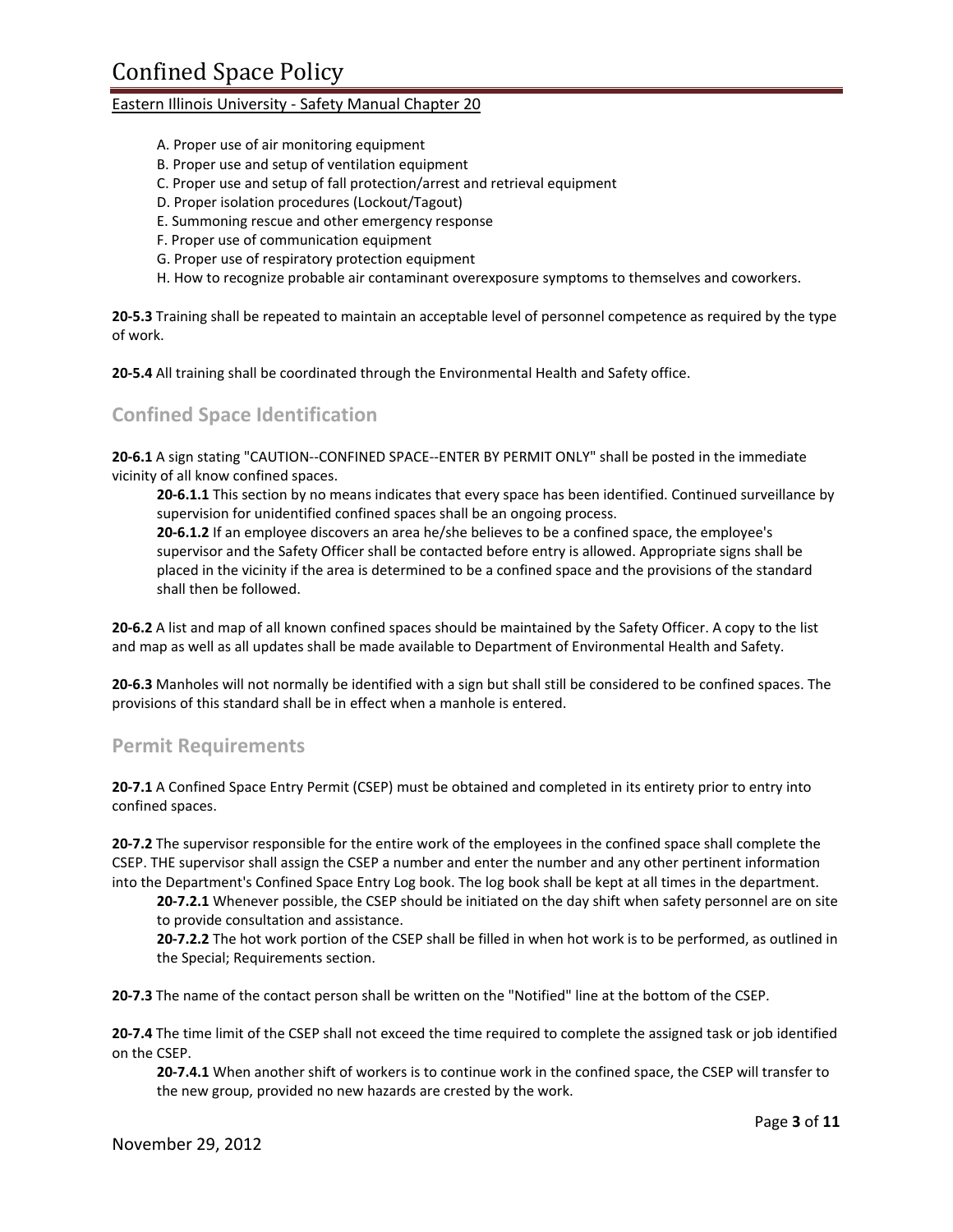A. Proper use of air monitoring equipment
B. Proper use and setup of ventilation equipment
C. Proper use and setup of fall protection/arrest and retrieval equipment
D. Proper isolation procedures (Lockout/Tagout)
E. Summoning rescue and other emergency response
F. Proper use of communication equipment
G. Proper use of respiratory protection equipment
H. How to recognize probable air contaminant overexposure symptoms to themselves and coworkers.

**20-5.3** Training shall be repeated to maintain an acceptable level of personnel competence as required by the type of work.

**20-5.4** All training shall be coordinated through the Environmental Health and Safety office.

## Confined Space Identification

**20-6.1** A sign stating "CAUTION--CONFINED SPACE--ENTER BY PERMIT ONLY" shall be posted in the immediate vicinity of all know confined spaces.

**20-6.1.1** This section by no means indicates that every space has been identified. Continued surveillance by supervision for unidentified confined spaces shall be an ongoing process.

**20-6.1.2** If an employee discovers an area he/she believes to be a confined space, the employee's supervisor and the Safety Officer shall be contacted before entry is allowed. Appropriate signs shall be placed in the vicinity if the area is determined to be a confined space and the provisions of the standard shall then be followed.

**20-6.2** A list and map of all known confined spaces should be maintained by the Safety Officer. A copy to the list and map as well as all updates shall be made available to Department of Environmental Health and Safety.

**20-6.3** Manholes will not normally be identified with a sign but shall still be considered to be confined spaces. The provisions of this standard shall be in effect when a manhole is entered.

## Permit Requirements

**20-7.1** A Confined Space Entry Permit (CSEP) must be obtained and completed in its entirety prior to entry into confined spaces.

**20-7.2** The supervisor responsible for the entire work of the employees in the confined space shall complete the CSEP. THE supervisor shall assign the CSEP a number and enter the number and any other pertinent information into the Department's Confined Space Entry Log book. The log book shall be kept at all times in the department.

**20-7.2.1** Whenever possible, the CSEP should be initiated on the day shift when safety personnel are on site to provide consultation and assistance.

**20-7.2.2** The hot work portion of the CSEP shall be filled in when hot work is to be performed, as outlined in the Special; Requirements section.

**20-7.3** The name of the contact person shall be written on the "Notified" line at the bottom of the CSEP.

**20-7.4** The time limit of the CSEP shall not exceed the time required to complete the assigned task or job identified on the CSEP.

**20-7.4.1** When another shift of workers is to continue work in the confined space, the CSEP will transfer to the new group, provided no new hazards are crested by the work.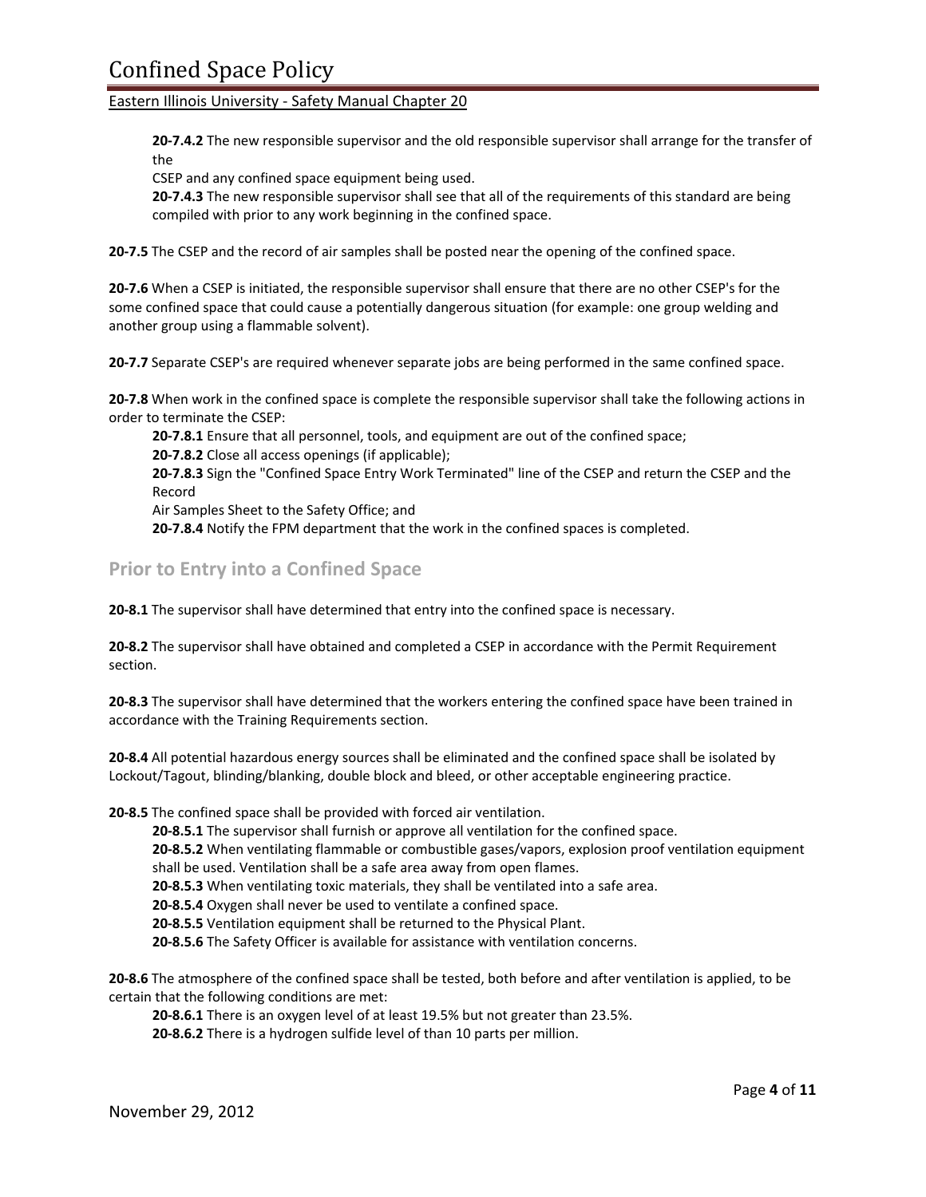**20-7.4.2** The new responsible supervisor and the old responsible supervisor shall arrange for the transfer of the
CSEP and any confined space equipment being used.
**20-7.4.3** The new responsible supervisor shall see that all of the requirements of this standard are being compiled with prior to any work beginning in the confined space.

**20-7.5** The CSEP and the record of air samples shall be posted near the opening of the confined space.

**20-7.6** When a CSEP is initiated, the responsible supervisor shall ensure that there are no other CSEP's for the some confined space that could cause a potentially dangerous situation (for example: one group welding and another group using a flammable solvent).

**20-7.7** Separate CSEP's are required whenever separate jobs are being performed in the same confined space.

**20-7.8** When work in the confined space is complete the responsible supervisor shall take the following actions in order to terminate the CSEP:
**20-7.8.1** Ensure that all personnel, tools, and equipment are out of the confined space;
**20-7.8.2** Close all access openings (if applicable);
**20-7.8.3** Sign the "Confined Space Entry Work Terminated" line of the CSEP and return the CSEP and the Record
Air Samples Sheet to the Safety Office; and
**20-7.8.4** Notify the FPM department that the work in the confined spaces is completed.

## Prior to Entry into a Confined Space

**20-8.1** The supervisor shall have determined that entry into the confined space is necessary.

**20-8.2** The supervisor shall have obtained and completed a CSEP in accordance with the Permit Requirement section.

**20-8.3** The supervisor shall have determined that the workers entering the confined space have been trained in accordance with the Training Requirements section.

**20-8.4** All potential hazardous energy sources shall be eliminated and the confined space shall be isolated by Lockout/Tagout, blinding/blanking, double block and bleed, or other acceptable engineering practice.

**20-8.5** The confined space shall be provided with forced air ventilation.
**20-8.5.1** The supervisor shall furnish or approve all ventilation for the confined space.
**20-8.5.2** When ventilating flammable or combustible gases/vapors, explosion proof ventilation equipment shall be used. Ventilation shall be a safe area away from open flames.
**20-8.5.3** When ventilating toxic materials, they shall be ventilated into a safe area.
**20-8.5.4** Oxygen shall never be used to ventilate a confined space.
**20-8.5.5** Ventilation equipment shall be returned to the Physical Plant.
**20-8.5.6** The Safety Officer is available for assistance with ventilation concerns.

**20-8.6** The atmosphere of the confined space shall be tested, both before and after ventilation is applied, to be certain that the following conditions are met:
**20-8.6.1** There is an oxygen level of at least 19.5% but not greater than 23.5%.
**20-8.6.2** There is a hydrogen sulfide level of than 10 parts per million.

November 29, 2012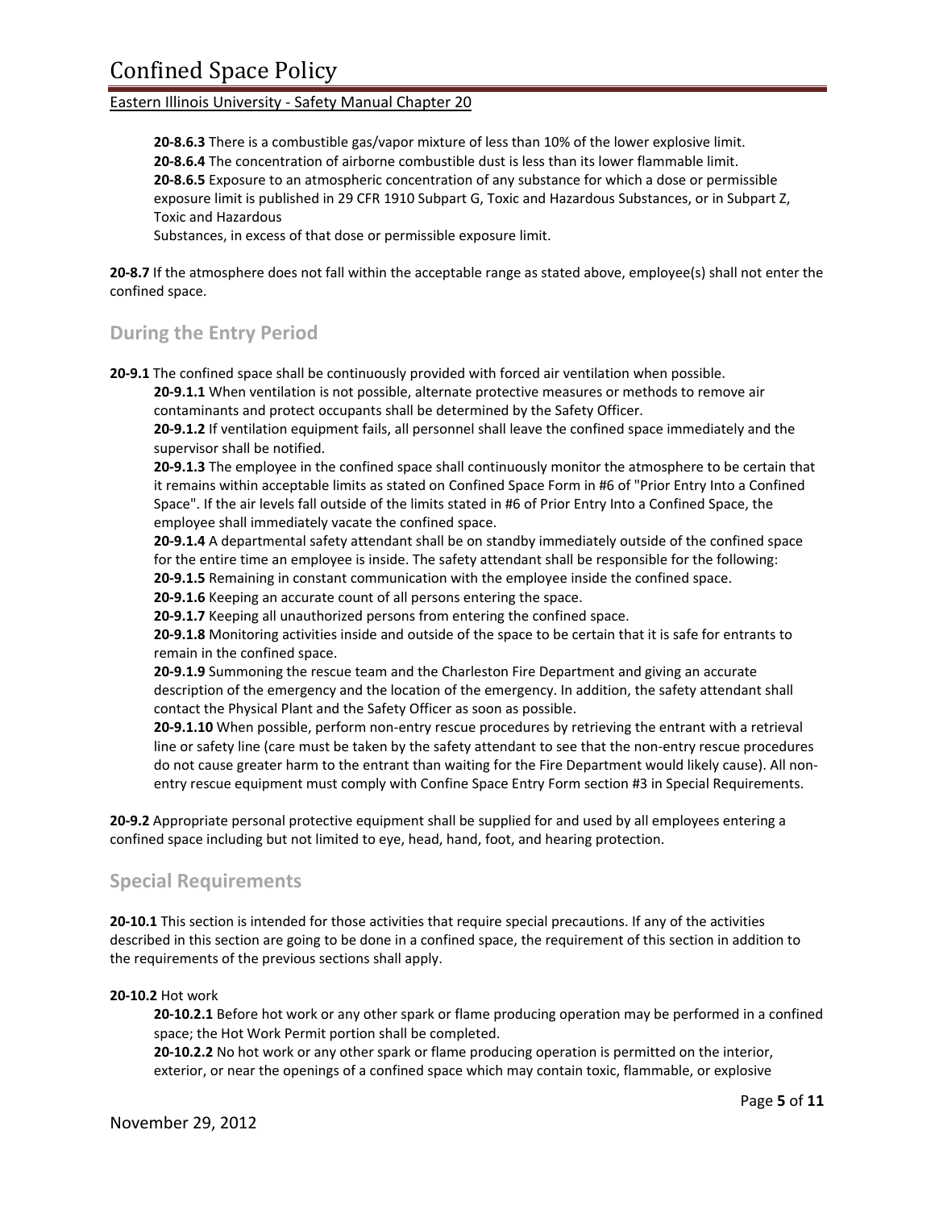**20-8.6.3** There is a combustible gas/vapor mixture of less than 10% of the lower explosive limit.
**20-8.6.4** The concentration of airborne combustible dust is less than its lower flammable limit.
**20-8.6.5** Exposure to an atmospheric concentration of any substance for which a dose or permissible exposure limit is published in 29 CFR 1910 Subpart G, Toxic and Hazardous Substances, or in Subpart Z, Toxic and Hazardous
Substances, in excess of that dose or permissible exposure limit.

**20-8.7** If the atmosphere does not fall within the acceptable range as stated above, employee(s) shall not enter the confined space.

## During the Entry Period

**20-9.1** The confined space shall be continuously provided with forced air ventilation when possible.
**20-9.1.1** When ventilation is not possible, alternate protective measures or methods to remove air contaminants and protect occupants shall be determined by the Safety Officer.
**20-9.1.2** If ventilation equipment fails, all personnel shall leave the confined space immediately and the supervisor shall be notified.
**20-9.1.3** The employee in the confined space shall continuously monitor the atmosphere to be certain that it remains within acceptable limits as stated on Confined Space Form in #6 of "Prior Entry Into a Confined Space". If the air levels fall outside of the limits stated in #6 of Prior Entry Into a Confined Space, the employee shall immediately vacate the confined space.
**20-9.1.4** A departmental safety attendant shall be on standby immediately outside of the confined space for the entire time an employee is inside. The safety attendant shall be responsible for the following:
**20-9.1.5** Remaining in constant communication with the employee inside the confined space.
**20-9.1.6** Keeping an accurate count of all persons entering the space.
**20-9.1.7** Keeping all unauthorized persons from entering the confined space.
**20-9.1.8** Monitoring activities inside and outside of the space to be certain that it is safe for entrants to remain in the confined space.
**20-9.1.9** Summoning the rescue team and the Charleston Fire Department and giving an accurate description of the emergency and the location of the emergency. In addition, the safety attendant shall contact the Physical Plant and the Safety Officer as soon as possible.
**20-9.1.10** When possible, perform non-entry rescue procedures by retrieving the entrant with a retrieval line or safety line (care must be taken by the safety attendant to see that the non-entry rescue procedures do not cause greater harm to the entrant than waiting for the Fire Department would likely cause). All non-entry rescue equipment must comply with Confine Space Entry Form section #3 in Special Requirements.

**20-9.2** Appropriate personal protective equipment shall be supplied for and used by all employees entering a confined space including but not limited to eye, head, hand, foot, and hearing protection.

## Special Requirements

**20-10.1** This section is intended for those activities that require special precautions. If any of the activities described in this section are going to be done in a confined space, the requirement of this section in addition to the requirements of the previous sections shall apply.

**20-10.2** Hot work
**20-10.2.1** Before hot work or any other spark or flame producing operation may be performed in a confined space; the Hot Work Permit portion shall be completed.
**20-10.2.2** No hot work or any other spark or flame producing operation is permitted on the interior, exterior, or near the openings of a confined space which may contain toxic, flammable, or explosive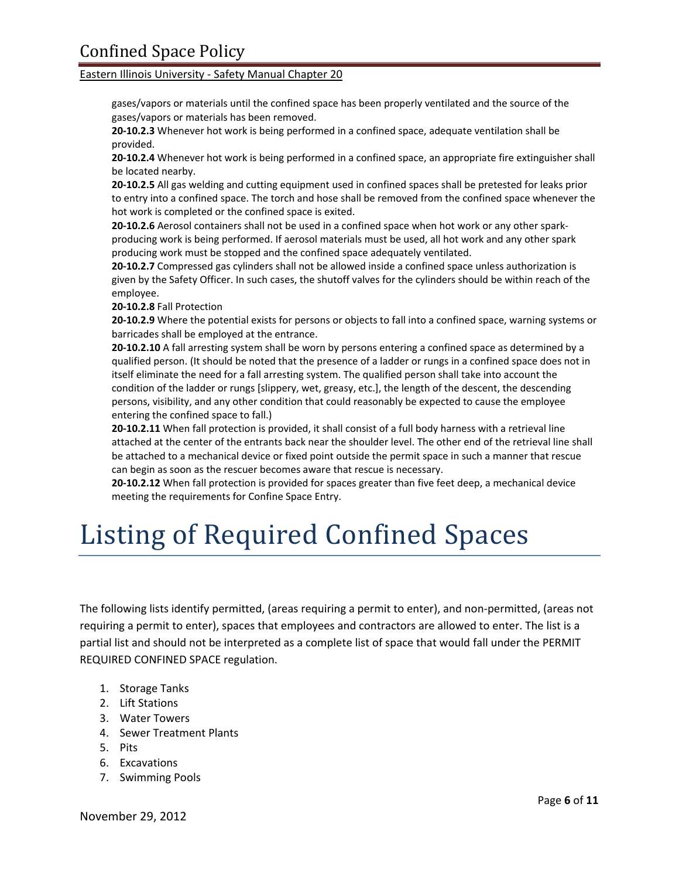gases/vapors or materials until the confined space has been properly ventilated and the source of the gases/vapors or materials has been removed.

**20-10.2.3** Whenever hot work is being performed in a confined space, adequate ventilation shall be provided.

**20-10.2.4** Whenever hot work is being performed in a confined space, an appropriate fire extinguisher shall be located nearby.

**20-10.2.5** All gas welding and cutting equipment used in confined spaces shall be pretested for leaks prior to entry into a confined space. The torch and hose shall be removed from the confined space whenever the hot work is completed or the confined space is exited.

**20-10.2.6** Aerosol containers shall not be used in a confined space when hot work or any other spark-producing work is being performed. If aerosol materials must be used, all hot work and any other spark producing work must be stopped and the confined space adequately ventilated.

**20-10.2.7** Compressed gas cylinders shall not be allowed inside a confined space unless authorization is given by the Safety Officer. In such cases, the shutoff valves for the cylinders should be within reach of the employee.

**20-10.2.8** Fall Protection

**20-10.2.9** Where the potential exists for persons or objects to fall into a confined space, warning systems or barricades shall be employed at the entrance.

**20-10.2.10** A fall arresting system shall be worn by persons entering a confined space as determined by a qualified person. (It should be noted that the presence of a ladder or rungs in a confined space does not in itself eliminate the need for a fall arresting system. The qualified person shall take into account the condition of the ladder or rungs [slippery, wet, greasy, etc.], the length of the descent, the descending persons, visibility, and any other condition that could reasonably be expected to cause the employee entering the confined space to fall.)

**20-10.2.11** When fall protection is provided, it shall consist of a full body harness with a retrieval line attached at the center of the entrants back near the shoulder level. The other end of the retrieval line shall be attached to a mechanical device or fixed point outside the permit space in such a manner that rescue can begin as soon as the rescuer becomes aware that rescue is necessary.

**20-10.2.12** When fall protection is provided for spaces greater than five feet deep, a mechanical device meeting the requirements for Confine Space Entry.

# Listing of Required Confined Spaces

The following lists identify permitted, (areas requiring a permit to enter), and non-permitted, (areas not requiring a permit to enter), spaces that employees and contractors are allowed to enter. The list is a partial list and should not be interpreted as a complete list of space that would fall under the PERMIT REQUIRED CONFINED SPACE regulation.

1. Storage Tanks
2. Lift Stations
3. Water Towers
4. Sewer Treatment Plants
5. Pits
6. Excavations
7. Swimming Pools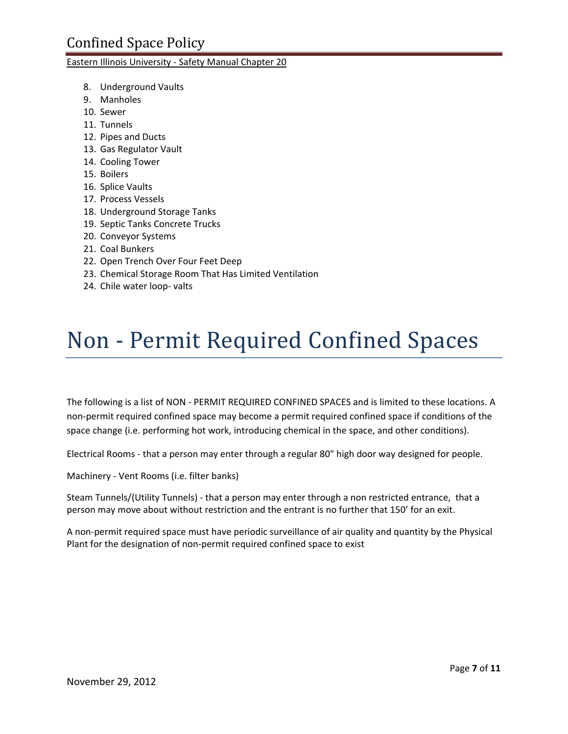8. Underground Vaults
9. Manholes
10. Sewer
11. Tunnels
12. Pipes and Ducts
13. Gas Regulator Vault
14. Cooling Tower
15. Boilers
16. Splice Vaults
17. Process Vessels
18. Underground Storage Tanks
19. Septic Tanks Concrete Trucks
20. Conveyor Systems
21. Coal Bunkers
22. Open Trench Over Four Feet Deep
23. Chemical Storage Room That Has Limited Ventilation
24. Chile water loop- valts

# Non - Permit Required Confined Spaces

The following is a list of NON - PERMIT REQUIRED CONFINED SPACES and is limited to these locations. A non-permit required confined space may become a permit required confined space if conditions of the space change (i.e. performing hot work, introducing chemical in the space, and other conditions).

Electrical Rooms - that a person may enter through a regular 80" high door way designed for people.

Machinery - Vent Rooms (i.e. filter banks)

Steam Tunnels/(Utility Tunnels) - that a person may enter through a non restricted entrance, that a person may move about without restriction and the entrant is no further that 150' for an exit.

A non-permit required space must have periodic surveillance of air quality and quantity by the Physical Plant for the designation of non-permit required confined space to exist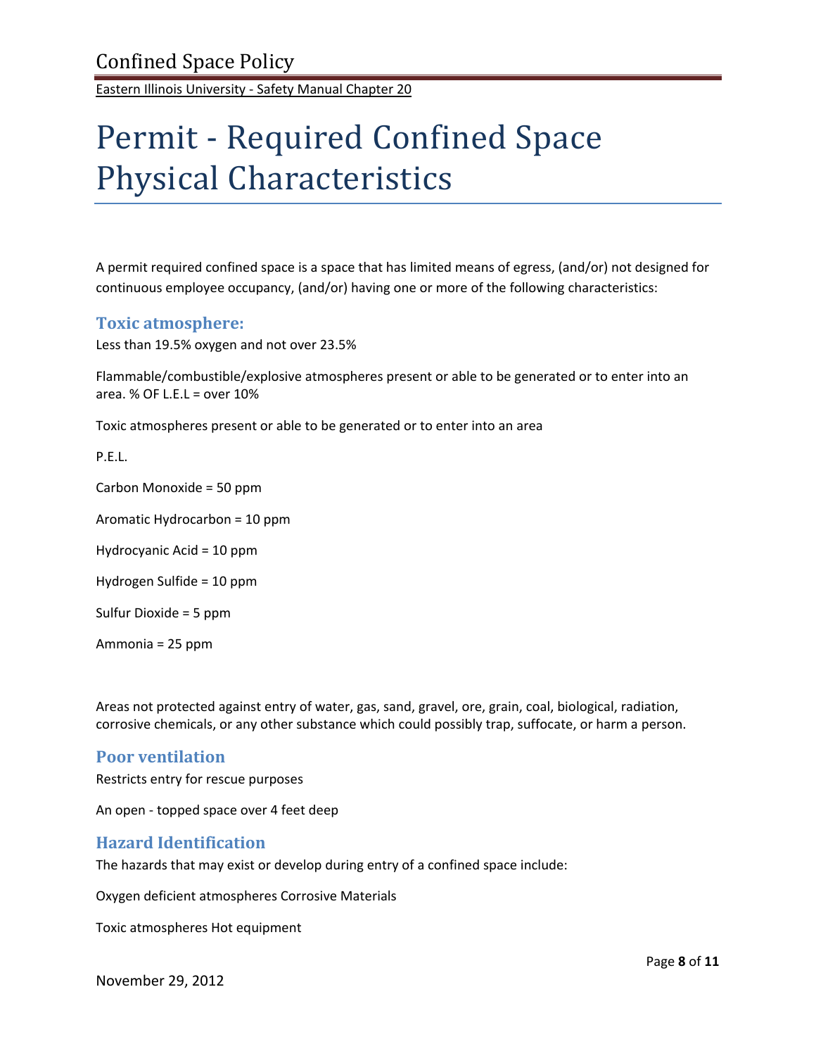# Permit - Required Confined Space Physical Characteristics

A permit required confined space is a space that has limited means of egress, (and/or) not designed for continuous employee occupancy, (and/or) having one or more of the following characteristics:

## Toxic atmosphere:

Less than 19.5% oxygen and not over 23.5%

Flammable/combustible/explosive atmospheres present or able to be generated or to enter into an area. % OF L.E.L = over 10%

Toxic atmospheres present or able to be generated or to enter into an area

P.E.L.

Carbon Monoxide = 50 ppm

Aromatic Hydrocarbon = 10 ppm

Hydrocyanic Acid = 10 ppm

Hydrogen Sulfide = 10 ppm

Sulfur Dioxide = 5 ppm

Ammonia = 25 ppm

Areas not protected against entry of water, gas, sand, gravel, ore, grain, coal, biological, radiation, corrosive chemicals, or any other substance which could possibly trap, suffocate, or harm a person.

## Poor ventilation

Restricts entry for rescue purposes

An open - topped space over 4 feet deep

## Hazard Identification

The hazards that may exist or develop during entry of a confined space include:

Oxygen deficient atmospheres Corrosive Materials

Toxic atmospheres Hot equipment

November 29, 2012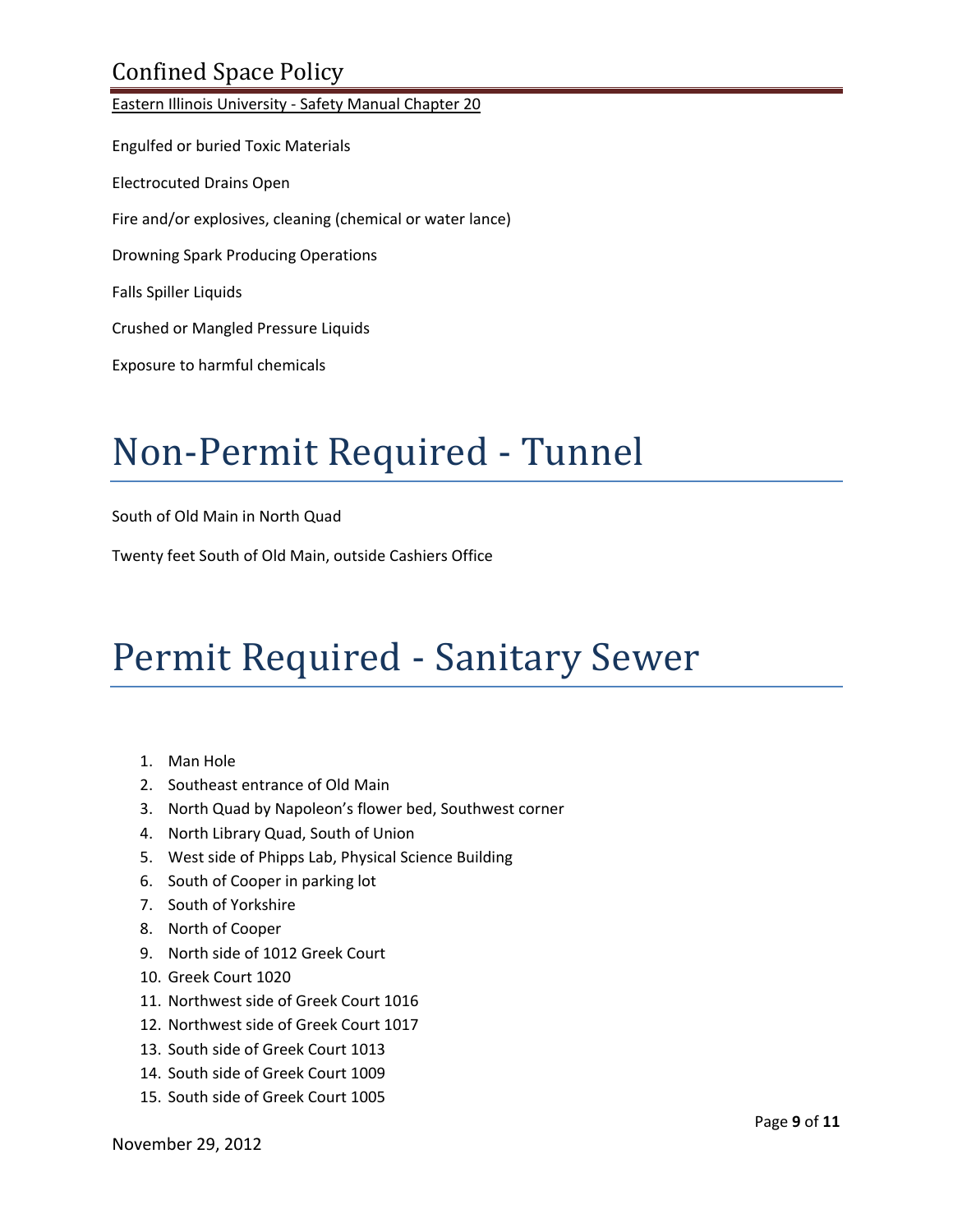Engulfed or buried Toxic Materials

Electrocuted Drains Open

Fire and/or explosives, cleaning (chemical or water lance)

Drowning Spark Producing Operations

Falls Spiller Liquids

Crushed or Mangled Pressure Liquids

Exposure to harmful chemicals

# Non-Permit Required - Tunnel

South of Old Main in North Quad

Twenty feet South of Old Main, outside Cashiers Office

# Permit Required - Sanitary Sewer

1. Man Hole
2. Southeast entrance of Old Main
3. North Quad by Napoleon's flower bed, Southwest corner
4. North Library Quad, South of Union
5. West side of Phipps Lab, Physical Science Building
6. South of Cooper in parking lot
7. South of Yorkshire
8. North of Cooper
9. North side of 1012 Greek Court
10. Greek Court 1020
11. Northwest side of Greek Court 1016
12. Northwest side of Greek Court 1017
13. South side of Greek Court 1013
14. South side of Greek Court 1009
15. South side of Greek Court 1005

November 29, 2012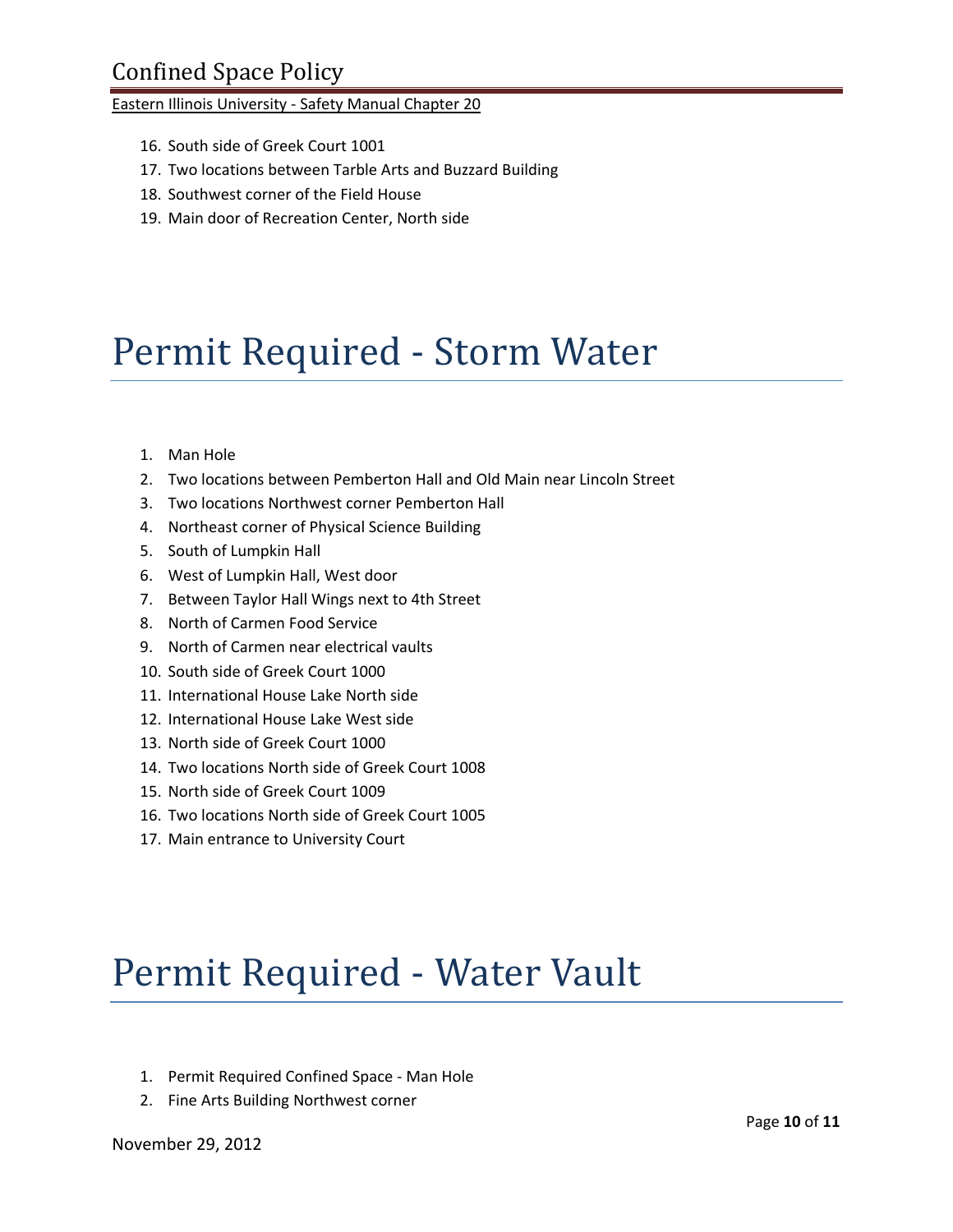16. South side of Greek Court 1001
17. Two locations between Tarble Arts and Buzzard Building
18. Southwest corner of the Field House
19. Main door of Recreation Center, North side

# Permit Required - Storm Water

1. Man Hole
2. Two locations between Pemberton Hall and Old Main near Lincoln Street
3. Two locations Northwest corner Pemberton Hall
4. Northeast corner of Physical Science Building
5. South of Lumpkin Hall
6. West of Lumpkin Hall, West door
7. Between Taylor Hall Wings next to 4th Street
8. North of Carmen Food Service
9. North of Carmen near electrical vaults
10. South side of Greek Court 1000
11. International House Lake North side
12. International House Lake West side
13. North side of Greek Court 1000
14. Two locations North side of Greek Court 1008
15. North side of Greek Court 1009
16. Two locations North side of Greek Court 1005
17. Main entrance to University Court

# Permit Required - Water Vault

1. Permit Required Confined Space - Man Hole
2. Fine Arts Building Northwest corner

November 29, 2012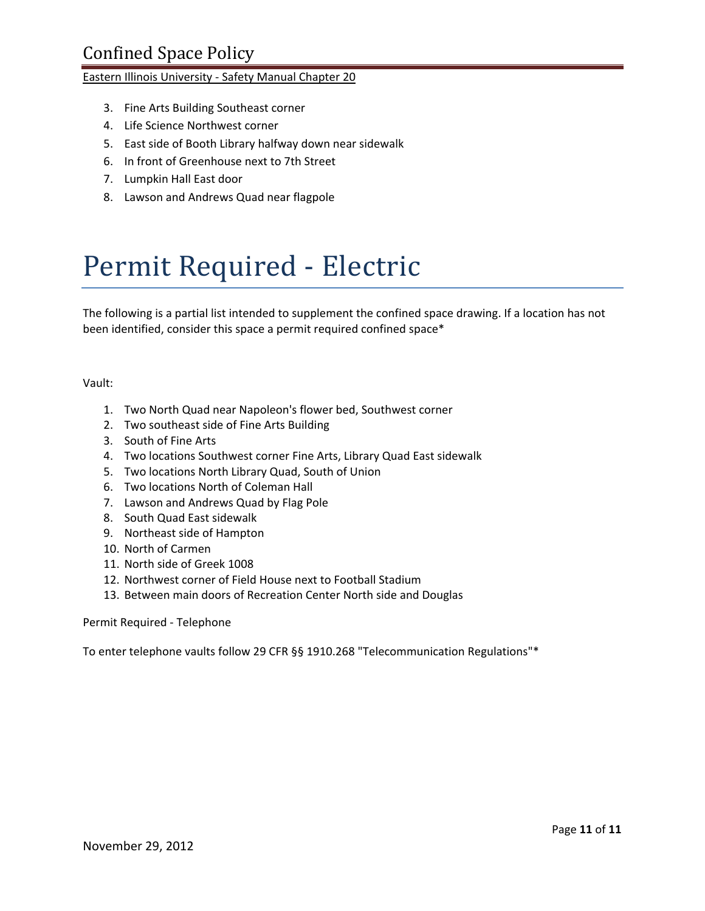3. Fine Arts Building Southeast corner
4. Life Science Northwest corner
5. East side of Booth Library halfway down near sidewalk
6. In front of Greenhouse next to 7th Street
7. Lumpkin Hall East door
8. Lawson and Andrews Quad near flagpole

# Permit Required - Electric

The following is a partial list intended to supplement the confined space drawing. If a location has not been identified, consider this space a permit required confined space*

Vault:

1. Two North Quad near Napoleon's flower bed, Southwest corner
2. Two southeast side of Fine Arts Building
3. South of Fine Arts
4. Two locations Southwest corner Fine Arts, Library Quad East sidewalk
5. Two locations North Library Quad, South of Union
6. Two locations North of Coleman Hall
7. Lawson and Andrews Quad by Flag Pole
8. South Quad East sidewalk
9. Northeast side of Hampton
10. North of Carmen
11. North side of Greek 1008
12. Northwest corner of Field House next to Football Stadium
13. Between main doors of Recreation Center North side and Douglas

Permit Required - Telephone

To enter telephone vaults follow 29 CFR §§ 1910.268 "Telecommunication Regulations"*

November 29, 2012